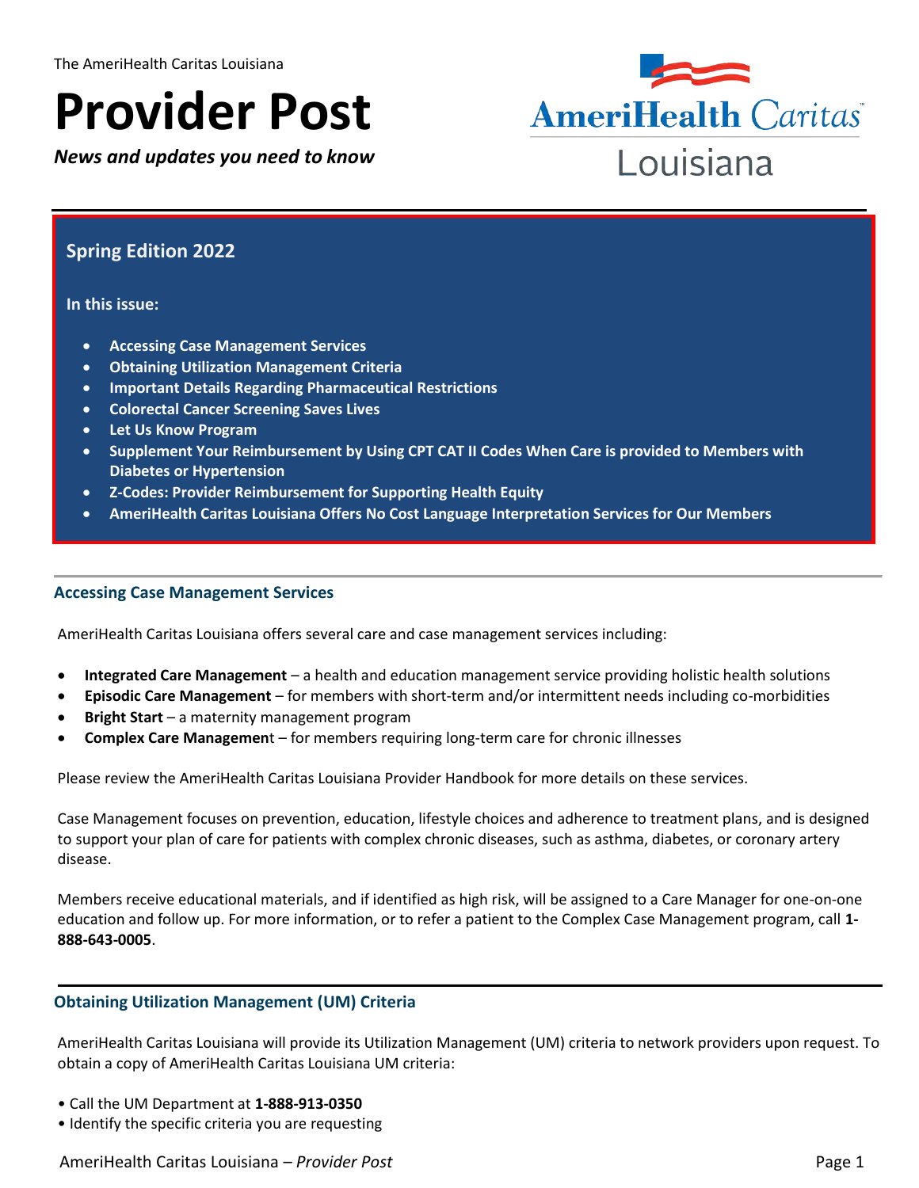The AmeriHealth Caritas Louisiana

# Provider Post

*News and updates you need to know*

AmeriHealth Caritas Louisiana

## Spring Edition 2022

**In this issue:**

- **Accessing Case Management Services**
- **Obtaining Utilization Management Criteria**
- **Important Details Regarding Pharmaceutical Restrictions**
- **Colorectal Cancer Screening Saves Lives**
- **Let Us Know Program**
- **Supplement Your Reimbursement by Using CPT CAT II Codes When Care is provided to Members with Diabetes or Hypertension**
- **Z-Codes: Provider Reimbursement for Supporting Health Equity**
- **AmeriHealth Caritas Louisiana Offers No Cost Language Interpretation Services for Our Members**

### Accessing Case Management Services

AmeriHealth Caritas Louisiana offers several care and case management services including:

- **Integrated Care Management** – a health and education management service providing holistic health solutions
- **Episodic Care Management** – for members with short-term and/or intermittent needs including co-morbidities
- **Bright Start** – a maternity management program
- **Complex Care Management** – for members requiring long-term care for chronic illnesses

Please review the AmeriHealth Caritas Louisiana Provider Handbook for more details on these services.

Case Management focuses on prevention, education, lifestyle choices and adherence to treatment plans, and is designed to support your plan of care for patients with complex chronic diseases, such as asthma, diabetes, or coronary artery disease.

Members receive educational materials, and if identified as high risk, will be assigned to a Care Manager for one-on-one education and follow up. For more information, or to refer a patient to the Complex Case Management program, call **1-888-643-0005**.

### Obtaining Utilization Management (UM) Criteria

AmeriHealth Caritas Louisiana will provide its Utilization Management (UM) criteria to network providers upon request. To obtain a copy of AmeriHealth Caritas Louisiana UM criteria:

- Call the UM Department at **1-888-913-0350**
- Identify the specific criteria you are requesting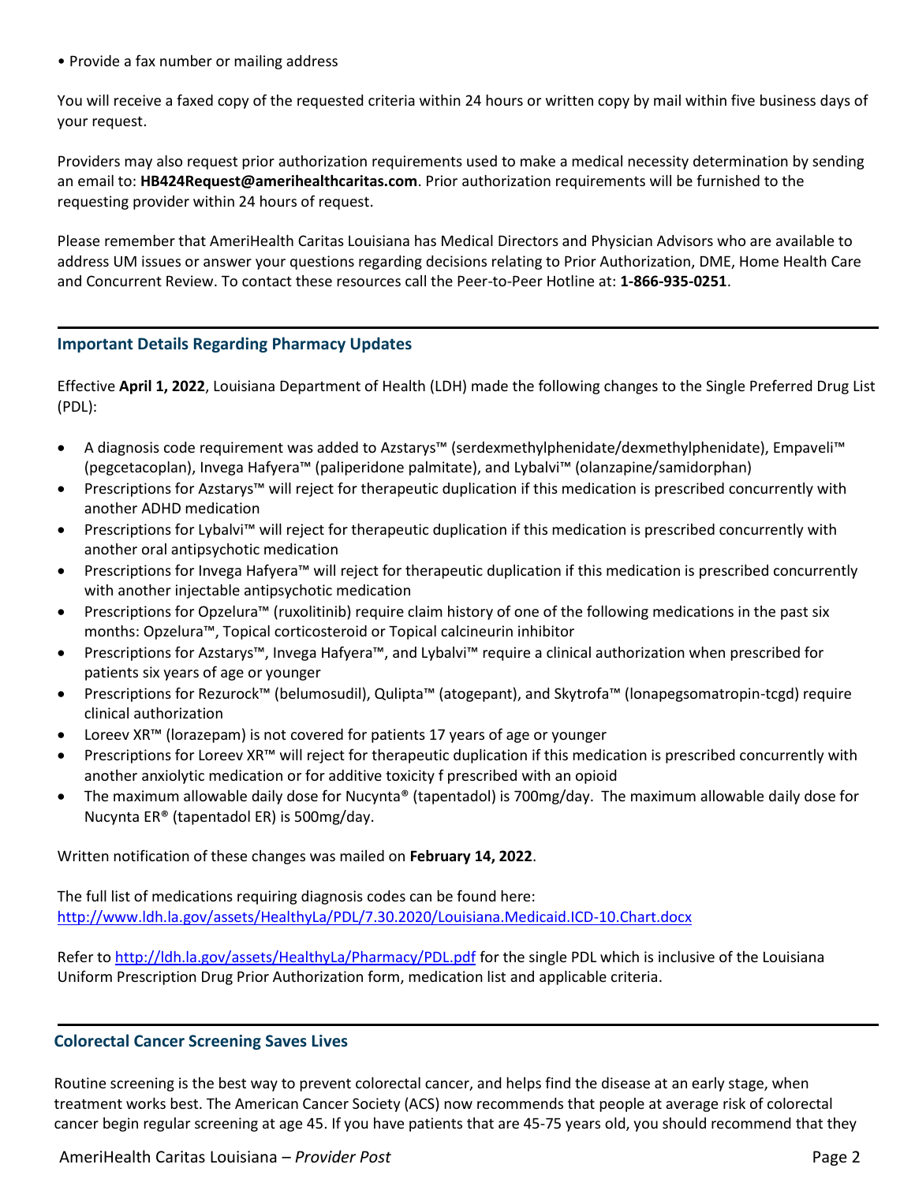• Provide a fax number or mailing address

You will receive a faxed copy of the requested criteria within 24 hours or written copy by mail within five business days of your request.

Providers may also request prior authorization requirements used to make a medical necessity determination by sending an email to: **HB424Request@amerihealthcaritas.com**. Prior authorization requirements will be furnished to the requesting provider within 24 hours of request.

Please remember that AmeriHealth Caritas Louisiana has Medical Directors and Physician Advisors who are available to address UM issues or answer your questions regarding decisions relating to Prior Authorization, DME, Home Health Care and Concurrent Review. To contact these resources call the Peer-to-Peer Hotline at: **1-866-935-0251**.

## Important Details Regarding Pharmacy Updates

Effective **April 1, 2022**, Louisiana Department of Health (LDH) made the following changes to the Single Preferred Drug List (PDL):

- A diagnosis code requirement was added to Azstarys™ (serdexmethylphenidate/dexmethylphenidate), Empaveli™ (pegcetacoplan), Invega Hafyera™ (paliperidone palmitate), and Lybalvi™ (olanzapine/samidorphan)
- Prescriptions for Azstarys™ will reject for therapeutic duplication if this medication is prescribed concurrently with another ADHD medication
- Prescriptions for Lybalvi™ will reject for therapeutic duplication if this medication is prescribed concurrently with another oral antipsychotic medication
- Prescriptions for Invega Hafyera™ will reject for therapeutic duplication if this medication is prescribed concurrently with another injectable antipsychotic medication
- Prescriptions for Opzelura™ (ruxolitinib) require claim history of one of the following medications in the past six months: Opzelura™, Topical corticosteroid or Topical calcineurin inhibitor
- Prescriptions for Azstarys™, Invega Hafyera™, and Lybalvi™ require a clinical authorization when prescribed for patients six years of age or younger
- Prescriptions for Rezurock™ (belumosudil), Qulipta™ (atogepant), and Skytrofa™ (lonapegsomatropin-tcgd) require clinical authorization
- Loreev XR™ (lorazepam) is not covered for patients 17 years of age or younger
- Prescriptions for Loreev XR™ will reject for therapeutic duplication if this medication is prescribed concurrently with another anxiolytic medication or for additive toxicity f prescribed with an opioid
- The maximum allowable daily dose for Nucynta® (tapentadol) is 700mg/day. The maximum allowable daily dose for Nucynta ER® (tapentadol ER) is 500mg/day.

Written notification of these changes was mailed on **February 14, 2022**.

The full list of medications requiring diagnosis codes can be found here:
http://www.ldh.la.gov/assets/HealthyLa/PDL/7.30.2020/Louisiana.Medicaid.ICD-10.Chart.docx

Refer to http://ldh.la.gov/assets/HealthyLa/Pharmacy/PDL.pdf for the single PDL which is inclusive of the Louisiana Uniform Prescription Drug Prior Authorization form, medication list and applicable criteria.

## Colorectal Cancer Screening Saves Lives

Routine screening is the best way to prevent colorectal cancer, and helps find the disease at an early stage, when treatment works best. The American Cancer Society (ACS) now recommends that people at average risk of colorectal cancer begin regular screening at age 45. If you have patients that are 45-75 years old, you should recommend that they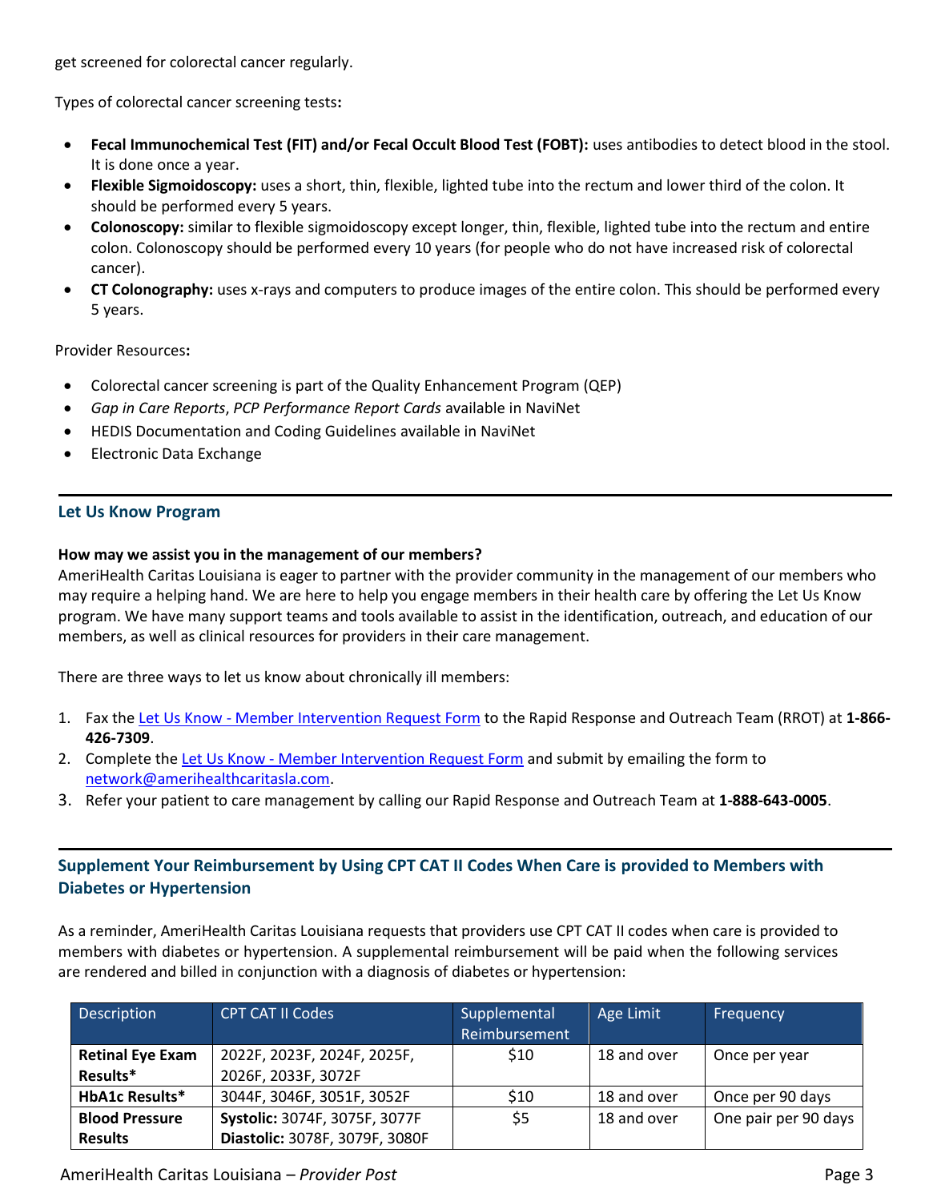get screened for colorectal cancer regularly.

Types of colorectal cancer screening tests**:**

- **Fecal Immunochemical Test (FIT) and/or Fecal Occult Blood Test (FOBT):** uses antibodies to detect blood in the stool. It is done once a year.
- **Flexible Sigmoidoscopy:** uses a short, thin, flexible, lighted tube into the rectum and lower third of the colon. It should be performed every 5 years.
- **Colonoscopy:** similar to flexible sigmoidoscopy except longer, thin, flexible, lighted tube into the rectum and entire colon. Colonoscopy should be performed every 10 years (for people who do not have increased risk of colorectal cancer).
- **CT Colonography:** uses x-rays and computers to produce images of the entire colon. This should be performed every 5 years.

Provider Resources**:**

- Colorectal cancer screening is part of the Quality Enhancement Program (QEP)
- *Gap in Care Reports*, *PCP Performance Report Cards* available in NaviNet
- HEDIS Documentation and Coding Guidelines available in NaviNet
- Electronic Data Exchange

## Let Us Know Program

**How may we assist you in the management of our members?**
AmeriHealth Caritas Louisiana is eager to partner with the provider community in the management of our members who may require a helping hand. We are here to help you engage members in their health care by offering the Let Us Know program. We have many support teams and tools available to assist in the identification, outreach, and education of our members, as well as clinical resources for providers in their care management.

There are three ways to let us know about chronically ill members:

1. Fax the Let Us Know - Member Intervention Request Form to the Rapid Response and Outreach Team (RROT) at **1-866-426-7309**.
2. Complete the Let Us Know - Member Intervention Request Form and submit by emailing the form to network@amerihealthcaritasla.com.
3. Refer your patient to care management by calling our Rapid Response and Outreach Team at **1-888-643-0005**.

## Supplement Your Reimbursement by Using CPT CAT II Codes When Care is provided to Members with Diabetes or Hypertension

As a reminder, AmeriHealth Caritas Louisiana requests that providers use CPT CAT II codes when care is provided to members with diabetes or hypertension. A supplemental reimbursement will be paid when the following services are rendered and billed in conjunction with a diagnosis of diabetes or hypertension:

| Description | CPT CAT II Codes | Supplemental Reimbursement | Age Limit | Frequency |
|---|---|---|---|---|
| **Retinal Eye Exam Results*** | 2022F, 2023F, 2024F, 2025F, 2026F, 2033F, 3072F | $10 | 18 and over | Once per year |
| **HbA1c Results*** | 3044F, 3046F, 3051F, 3052F | $10 | 18 and over | Once per 90 days |
| **Blood Pressure Results** | **Systolic:** 3074F, 3075F, 3077F **Diastolic:** 3078F, 3079F, 3080F | $5 | 18 and over | One pair per 90 days |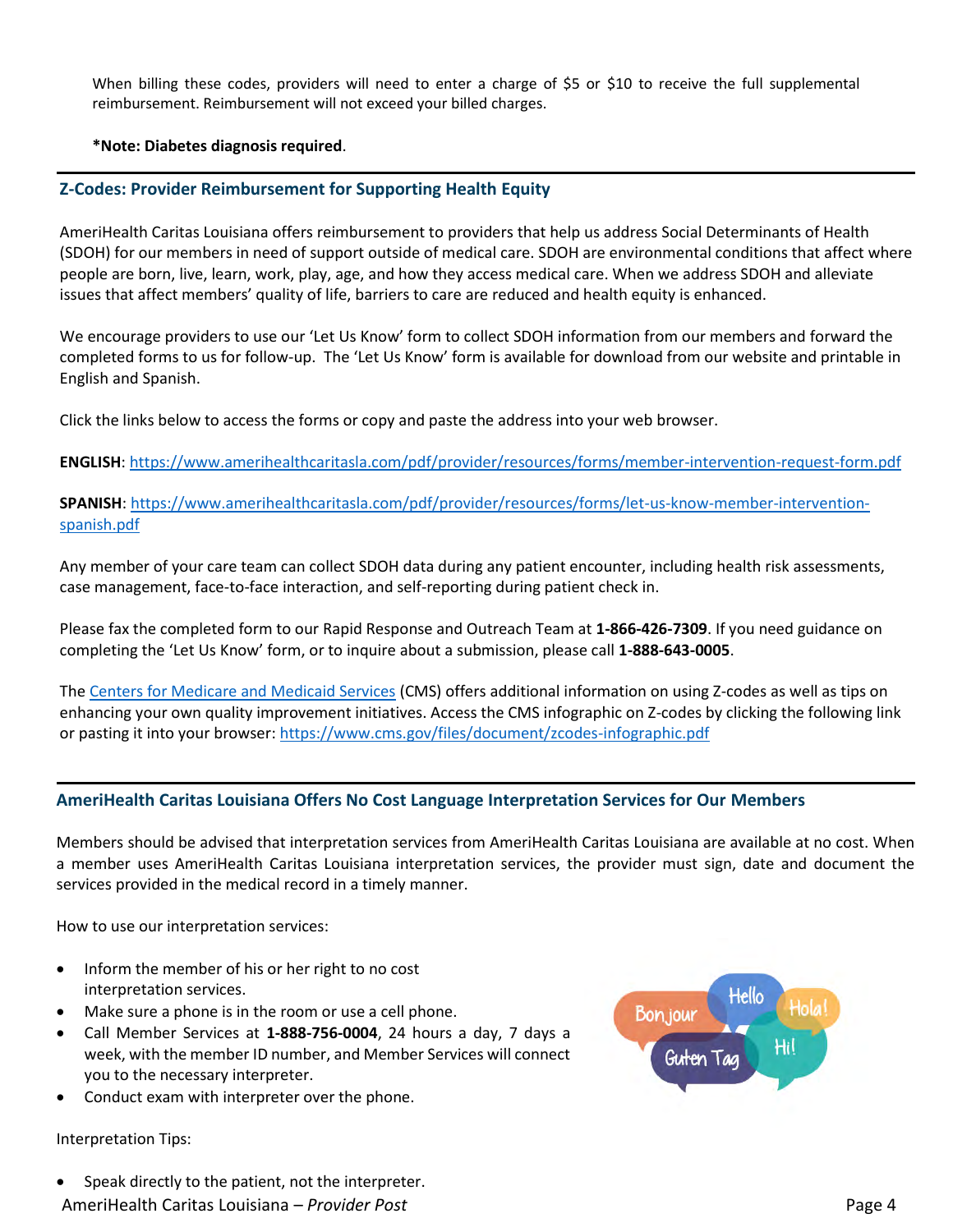When billing these codes, providers will need to enter a charge of $5 or $10 to receive the full supplemental reimbursement. Reimbursement will not exceed your billed charges.

***Note: Diabetes diagnosis required**.

## Z-Codes: Provider Reimbursement for Supporting Health Equity

AmeriHealth Caritas Louisiana offers reimbursement to providers that help us address Social Determinants of Health (SDOH) for our members in need of support outside of medical care. SDOH are environmental conditions that affect where people are born, live, learn, work, play, age, and how they access medical care. When we address SDOH and alleviate issues that affect members' quality of life, barriers to care are reduced and health equity is enhanced.

We encourage providers to use our 'Let Us Know' form to collect SDOH information from our members and forward the completed forms to us for follow-up. The 'Let Us Know' form is available for download from our website and printable in English and Spanish.

Click the links below to access the forms or copy and paste the address into your web browser.

**ENGLISH**: https://www.amerihealthcaritasla.com/pdf/provider/resources/forms/member-intervention-request-form.pdf

**SPANISH**: https://www.amerihealthcaritasla.com/pdf/provider/resources/forms/let-us-know-member-intervention-spanish.pdf

Any member of your care team can collect SDOH data during any patient encounter, including health risk assessments, case management, face-to-face interaction, and self-reporting during patient check in.

Please fax the completed form to our Rapid Response and Outreach Team at **1-866-426-7309**. If you need guidance on completing the 'Let Us Know' form, or to inquire about a submission, please call **1-888-643-0005**.

The Centers for Medicare and Medicaid Services (CMS) offers additional information on using Z-codes as well as tips on enhancing your own quality improvement initiatives. Access the CMS infographic on Z-codes by clicking the following link or pasting it into your browser: https://www.cms.gov/files/document/zcodes-infographic.pdf

## AmeriHealth Caritas Louisiana Offers No Cost Language Interpretation Services for Our Members

Members should be advised that interpretation services from AmeriHealth Caritas Louisiana are available at no cost. When a member uses AmeriHealth Caritas Louisiana interpretation services, the provider must sign, date and document the services provided in the medical record in a timely manner.

How to use our interpretation services:

- Inform the member of his or her right to no cost interpretation services.
- Make sure a phone is in the room or use a cell phone.
- Call Member Services at **1-888-756-0004**, 24 hours a day, 7 days a week, with the member ID number, and Member Services will connect you to the necessary interpreter.
- Conduct exam with interpreter over the phone.

Interpretation Tips:

- Speak directly to the patient, not the interpreter.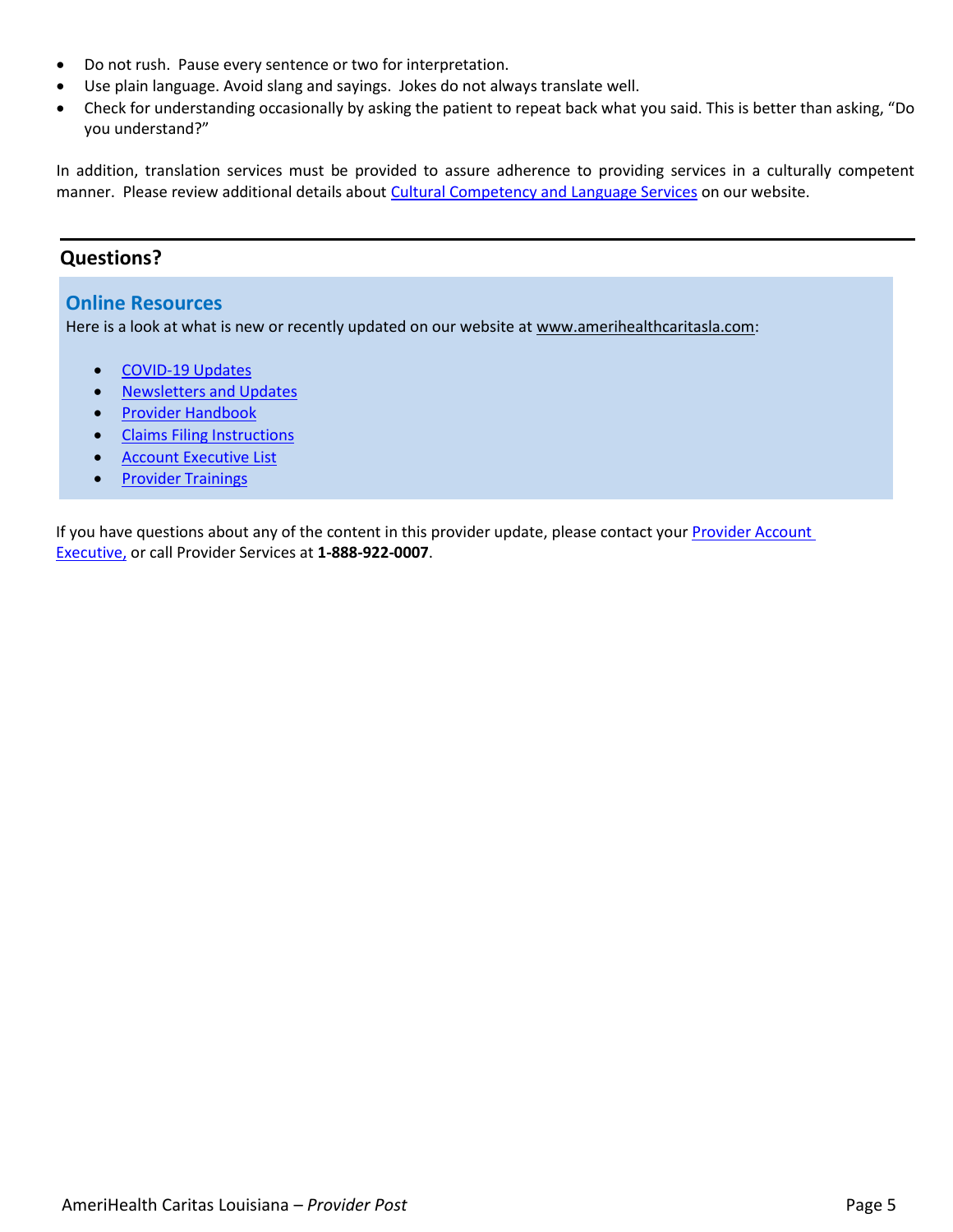- Do not rush. Pause every sentence or two for interpretation.
- Use plain language. Avoid slang and sayings. Jokes do not always translate well.
- Check for understanding occasionally by asking the patient to repeat back what you said. This is better than asking, "Do you understand?"

In addition, translation services must be provided to assure adherence to providing services in a culturally competent manner. Please review additional details about Cultural Competency and Language Services on our website.

## Questions?

### Online Resources

Here is a look at what is new or recently updated on our website at www.amerihealthcaritasla.com:

- COVID-19 Updates
- Newsletters and Updates
- Provider Handbook
- Claims Filing Instructions
- Account Executive List
- Provider Trainings

If you have questions about any of the content in this provider update, please contact your Provider Account Executive, or call Provider Services at **1-888-922-0007**.